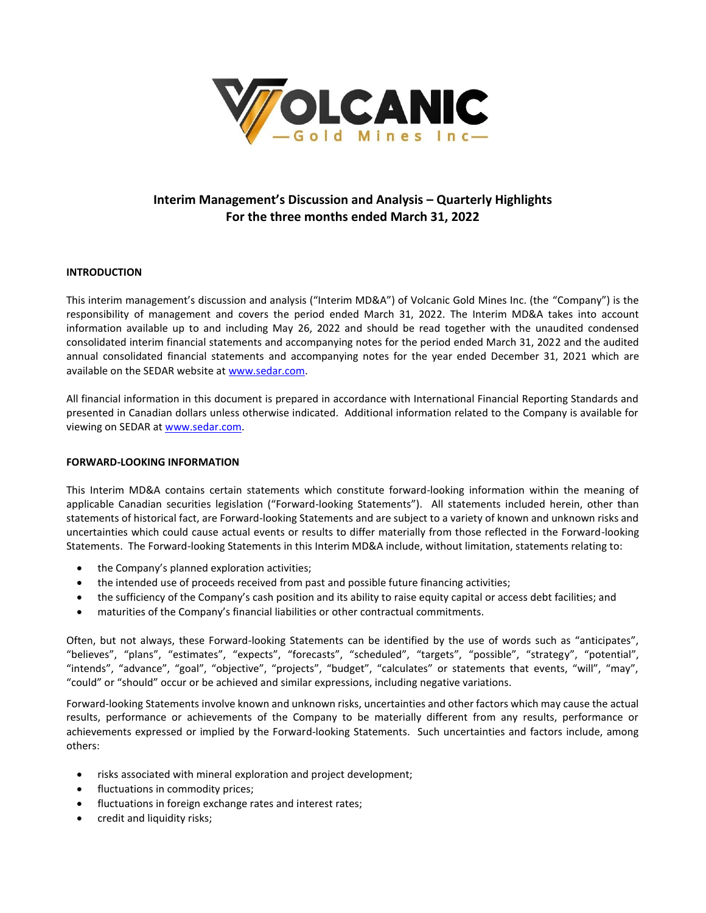# Interim Management's Discussion and Analysis – Quarterly Highlights
# For the three months ended March 31, 2022

## INTRODUCTION

This interim management's discussion and analysis ("Interim MD&A") of Volcanic Gold Mines Inc. (the "Company") is the responsibility of management and covers the period ended March 31, 2022. The Interim MD&A takes into account information available up to and including May 26, 2022 and should be read together with the unaudited condensed consolidated interim financial statements and accompanying notes for the period ended March 31, 2022 and the audited annual consolidated financial statements and accompanying notes for the year ended December 31, 2021 which are available on the SEDAR website at www.sedar.com.

All financial information in this document is prepared in accordance with International Financial Reporting Standards and presented in Canadian dollars unless otherwise indicated. Additional information related to the Company is available for viewing on SEDAR at www.sedar.com.

## FORWARD-LOOKING INFORMATION

This Interim MD&A contains certain statements which constitute forward-looking information within the meaning of applicable Canadian securities legislation ("Forward-looking Statements"). All statements included herein, other than statements of historical fact, are Forward-looking Statements and are subject to a variety of known and unknown risks and uncertainties which could cause actual events or results to differ materially from those reflected in the Forward-looking Statements. The Forward-looking Statements in this Interim MD&A include, without limitation, statements relating to:

- the Company's planned exploration activities;
- the intended use of proceeds received from past and possible future financing activities;
- the sufficiency of the Company's cash position and its ability to raise equity capital or access debt facilities; and
- maturities of the Company's financial liabilities or other contractual commitments.

Often, but not always, these Forward-looking Statements can be identified by the use of words such as "anticipates", "believes", "plans", "estimates", "expects", "forecasts", "scheduled", "targets", "possible", "strategy", "potential", "intends", "advance", "goal", "objective", "projects", "budget", "calculates" or statements that events, "will", "may", "could" or "should" occur or be achieved and similar expressions, including negative variations.

Forward-looking Statements involve known and unknown risks, uncertainties and other factors which may cause the actual results, performance or achievements of the Company to be materially different from any results, performance or achievements expressed or implied by the Forward-looking Statements. Such uncertainties and factors include, among others:

- risks associated with mineral exploration and project development;
- fluctuations in commodity prices;
- fluctuations in foreign exchange rates and interest rates;
- credit and liquidity risks;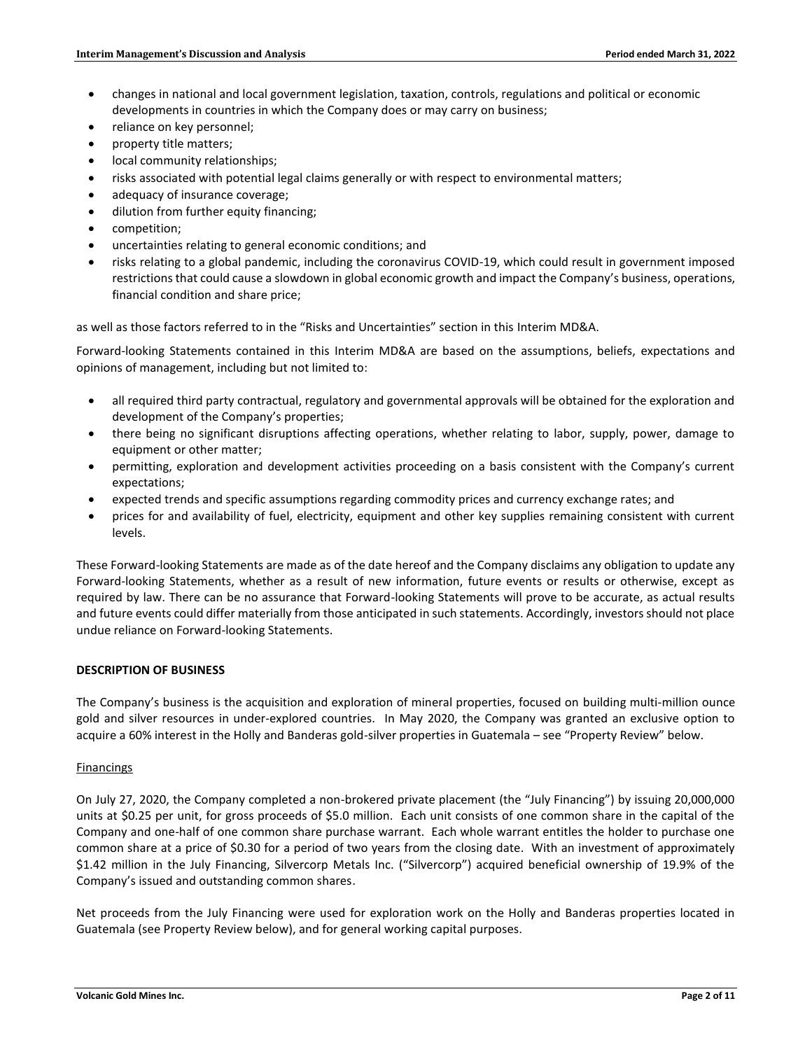- changes in national and local government legislation, taxation, controls, regulations and political or economic developments in countries in which the Company does or may carry on business;
- reliance on key personnel;
- property title matters;
- local community relationships;
- risks associated with potential legal claims generally or with respect to environmental matters;
- adequacy of insurance coverage;
- dilution from further equity financing;
- competition;
- uncertainties relating to general economic conditions; and
- risks relating to a global pandemic, including the coronavirus COVID-19, which could result in government imposed restrictions that could cause a slowdown in global economic growth and impact the Company's business, operations, financial condition and share price;

as well as those factors referred to in the "Risks and Uncertainties" section in this Interim MD&A.

Forward-looking Statements contained in this Interim MD&A are based on the assumptions, beliefs, expectations and opinions of management, including but not limited to:

- all required third party contractual, regulatory and governmental approvals will be obtained for the exploration and development of the Company's properties;
- there being no significant disruptions affecting operations, whether relating to labor, supply, power, damage to equipment or other matter;
- permitting, exploration and development activities proceeding on a basis consistent with the Company's current expectations;
- expected trends and specific assumptions regarding commodity prices and currency exchange rates; and
- prices for and availability of fuel, electricity, equipment and other key supplies remaining consistent with current levels.

These Forward-looking Statements are made as of the date hereof and the Company disclaims any obligation to update any Forward-looking Statements, whether as a result of new information, future events or results or otherwise, except as required by law. There can be no assurance that Forward-looking Statements will prove to be accurate, as actual results and future events could differ materially from those anticipated in such statements. Accordingly, investors should not place undue reliance on Forward-looking Statements.

## DESCRIPTION OF BUSINESS

The Company's business is the acquisition and exploration of mineral properties, focused on building multi-million ounce gold and silver resources in under-explored countries. In May 2020, the Company was granted an exclusive option to acquire a 60% interest in the Holly and Banderas gold-silver properties in Guatemala – see "Property Review" below.

### Financings

On July 27, 2020, the Company completed a non-brokered private placement (the "July Financing") by issuing 20,000,000 units at $0.25 per unit, for gross proceeds of $5.0 million. Each unit consists of one common share in the capital of the Company and one-half of one common share purchase warrant. Each whole warrant entitles the holder to purchase one common share at a price of $0.30 for a period of two years from the closing date. With an investment of approximately $1.42 million in the July Financing, Silvercorp Metals Inc. ("Silvercorp") acquired beneficial ownership of 19.9% of the Company's issued and outstanding common shares.

Net proceeds from the July Financing were used for exploration work on the Holly and Banderas properties located in Guatemala (see Property Review below), and for general working capital purposes.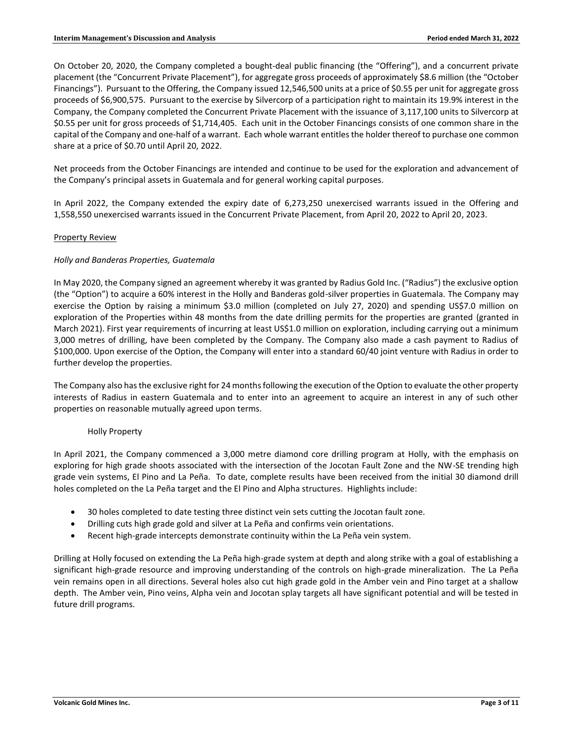On October 20, 2020, the Company completed a bought-deal public financing (the "Offering"), and a concurrent private placement (the "Concurrent Private Placement"), for aggregate gross proceeds of approximately $8.6 million (the "October Financings"). Pursuant to the Offering, the Company issued 12,546,500 units at a price of $0.55 per unit for aggregate gross proceeds of $6,900,575. Pursuant to the exercise by Silvercorp of a participation right to maintain its 19.9% interest in the Company, the Company completed the Concurrent Private Placement with the issuance of 3,117,100 units to Silvercorp at $0.55 per unit for gross proceeds of $1,714,405. Each unit in the October Financings consists of one common share in the capital of the Company and one-half of a warrant. Each whole warrant entitles the holder thereof to purchase one common share at a price of $0.70 until April 20, 2022.

Net proceeds from the October Financings are intended and continue to be used for the exploration and advancement of the Company's principal assets in Guatemala and for general working capital purposes.

In April 2022, the Company extended the expiry date of 6,273,250 unexercised warrants issued in the Offering and 1,558,550 unexercised warrants issued in the Concurrent Private Placement, from April 20, 2022 to April 20, 2023.

## Property Review

### *Holly and Banderas Properties, Guatemala*

In May 2020, the Company signed an agreement whereby it was granted by Radius Gold Inc. ("Radius") the exclusive option (the "Option") to acquire a 60% interest in the Holly and Banderas gold-silver properties in Guatemala. The Company may exercise the Option by raising a minimum $3.0 million (completed on July 27, 2020) and spending US$7.0 million on exploration of the Properties within 48 months from the date drilling permits for the properties are granted (granted in March 2021). First year requirements of incurring at least US$1.0 million on exploration, including carrying out a minimum 3,000 metres of drilling, have been completed by the Company. The Company also made a cash payment to Radius of $100,000. Upon exercise of the Option, the Company will enter into a standard 60/40 joint venture with Radius in order to further develop the properties.

The Company also has the exclusive right for 24 months following the execution of the Option to evaluate the other property interests of Radius in eastern Guatemala and to enter into an agreement to acquire an interest in any of such other properties on reasonable mutually agreed upon terms.

#### Holly Property

In April 2021, the Company commenced a 3,000 metre diamond core drilling program at Holly, with the emphasis on exploring for high grade shoots associated with the intersection of the Jocotan Fault Zone and the NW-SE trending high grade vein systems, El Pino and La Peña. To date, complete results have been received from the initial 30 diamond drill holes completed on the La Peña target and the El Pino and Alpha structures. Highlights include:

- 30 holes completed to date testing three distinct vein sets cutting the Jocotan fault zone.
- Drilling cuts high grade gold and silver at La Peña and confirms vein orientations.
- Recent high-grade intercepts demonstrate continuity within the La Peña vein system.

Drilling at Holly focused on extending the La Peña high-grade system at depth and along strike with a goal of establishing a significant high-grade resource and improving understanding of the controls on high-grade mineralization. The La Peña vein remains open in all directions. Several holes also cut high grade gold in the Amber vein and Pino target at a shallow depth. The Amber vein, Pino veins, Alpha vein and Jocotan splay targets all have significant potential and will be tested in future drill programs.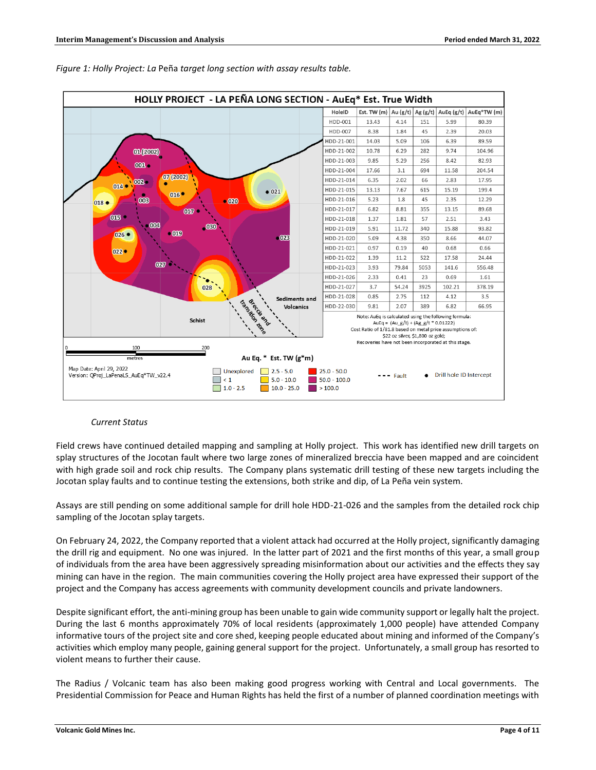*Figure 1: Holly Project: La* Peña *target long section with assay results table.*

**HOLLY PROJECT - LA PEÑA LONG SECTION - AuEq* Est. True Width**

| HoleID | Est. TW (m) | Au (g/t) | Ag (g/t) | AuEq (g/t) | AuEq*TW (m) |
|---|---|---|---|---|---|
| HDD-001 | 13.43 | 4.14 | 151 | 5.99 | 80.39 |
| HDD-007 | 8.38 | 1.84 | 45 | 2.39 | 20.03 |
| HDD-21-001 | 14.03 | 5.09 | 106 | 6.39 | 89.59 |
| HDD-21-002 | 10.78 | 6.29 | 282 | 9.74 | 104.96 |
| HDD-21-003 | 9.85 | 5.29 | 256 | 8.42 | 82.93 |
| HDD-21-004 | 17.66 | 3.1 | 694 | 11.58 | 204.54 |
| HDD-21-014 | 6.35 | 2.02 | 66 | 2.83 | 17.95 |
| HDD-21-015 | 13.13 | 7.67 | 615 | 15.19 | 199.4 |
| HDD-21-016 | 5.23 | 1.8 | 45 | 2.35 | 12.29 |
| HDD-21-017 | 6.82 | 8.81 | 355 | 13.15 | 89.68 |
| HDD-21-018 | 1.37 | 1.81 | 57 | 2.51 | 3.43 |
| HDD-21-019 | 5.91 | 11.72 | 340 | 15.88 | 93.82 |
| HDD-21-020 | 5.09 | 4.38 | 350 | 8.66 | 44.07 |
| HDD-21-021 | 0.97 | 0.19 | 40 | 0.68 | 0.66 |
| HDD-21-022 | 1.39 | 11.2 | 522 | 17.58 | 24.44 |
| HDD-21-023 | 3.93 | 79.84 | 5053 | 141.6 | 556.48 |
| HDD-21-026 | 2.33 | 0.41 | 23 | 0.69 | 1.61 |
| HDD-21-027 | 3.7 | 54.24 | 3925 | 102.21 | 378.19 |
| HDD-21-028 | 0.85 | 2.75 | 112 | 4.12 | 3.5 |
| HDD-22-030 | 9.81 | 2.07 | 389 | 6.82 | 66.95 |

Note: AuEq is calculated using the following formula:
AuEq = (Au_g/t) + (Ag_g/t * 0.01222)
Cost Ratio of 1/81.8 based on metal price assumptions of:
$22 oz silver, $1,800 oz gold;
Recoveries have not been incorporated at this stage.

Au Eq. * Est. TW (g*m)

Legend: Unexplored; < 1; 1.0 - 2.5; 2.5 - 5.0; 5.0 - 10.0; 10.0 - 25.0; 25.0 - 50.0; 50.0 - 100.0; > 100.0; Fault; Drill hole ID Intercept

Map Date: April 29, 2022
Version: QProj_LaPenaLS_AuEq*TW_v22.4

*Current Status*

Field crews have continued detailed mapping and sampling at Holly project. This work has identified new drill targets on splay structures of the Jocotan fault where two large zones of mineralized breccia have been mapped and are coincident with high grade soil and rock chip results. The Company plans systematic drill testing of these new targets including the Jocotan splay faults and to continue testing the extensions, both strike and dip, of La Peña vein system.

Assays are still pending on some additional sample for drill hole HDD-21-026 and the samples from the detailed rock chip sampling of the Jocotan splay targets.

On February 24, 2022, the Company reported that a violent attack had occurred at the Holly project, significantly damaging the drill rig and equipment. No one was injured. In the latter part of 2021 and the first months of this year, a small group of individuals from the area have been aggressively spreading misinformation about our activities and the effects they say mining can have in the region. The main communities covering the Holly project area have expressed their support of the project and the Company has access agreements with community development councils and private landowners.

Despite significant effort, the anti-mining group has been unable to gain wide community support or legally halt the project. During the last 6 months approximately 70% of local residents (approximately 1,000 people) have attended Company informative tours of the project site and core shed, keeping people educated about mining and informed of the Company's activities which employ many people, gaining general support for the project. Unfortunately, a small group has resorted to violent means to further their cause.

The Radius / Volcanic team has also been making good progress working with Central and Local governments. The Presidential Commission for Peace and Human Rights has held the first of a number of planned coordination meetings with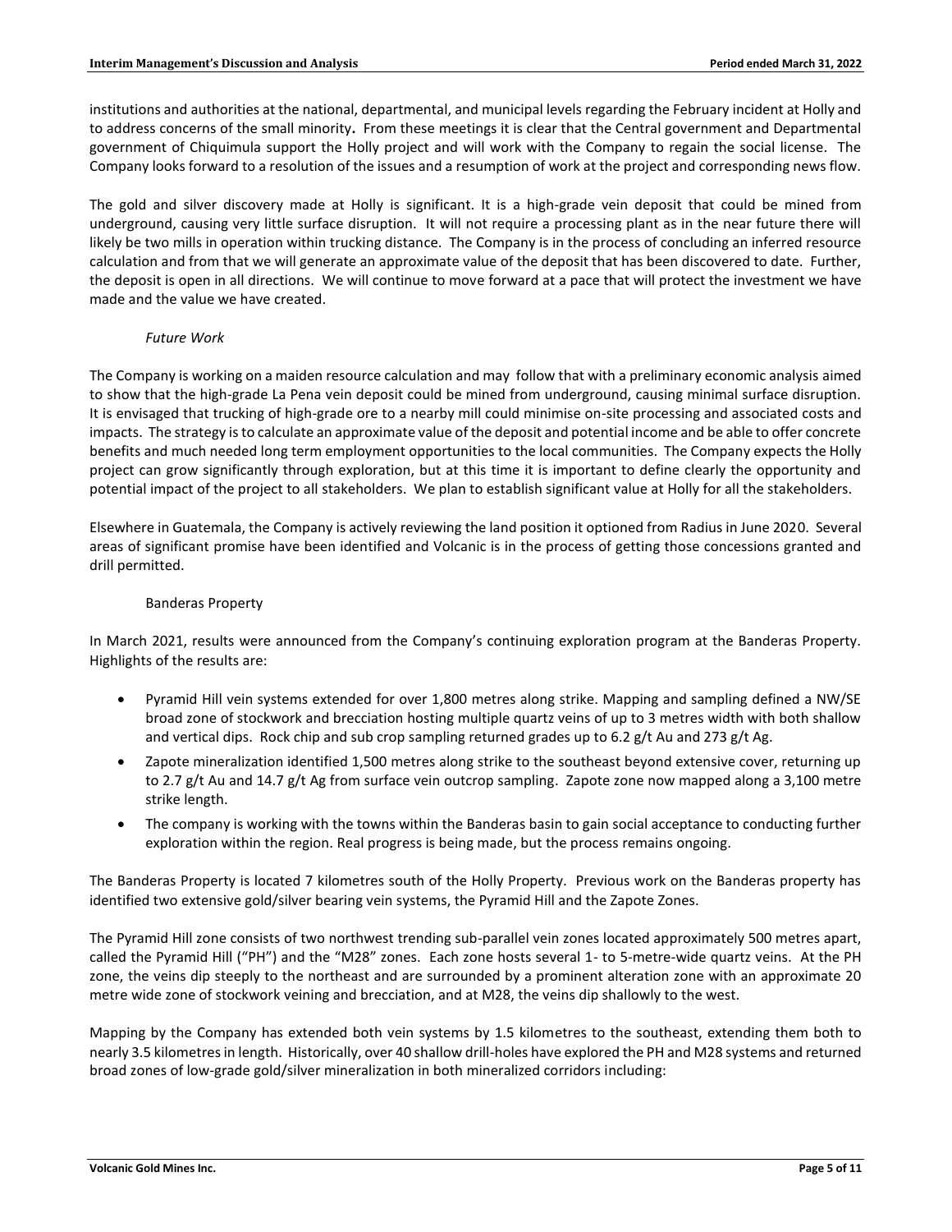institutions and authorities at the national, departmental, and municipal levels regarding the February incident at Holly and to address concerns of the small minority**.** From these meetings it is clear that the Central government and Departmental government of Chiquimula support the Holly project and will work with the Company to regain the social license. The Company looks forward to a resolution of the issues and a resumption of work at the project and corresponding news flow.

The gold and silver discovery made at Holly is significant. It is a high-grade vein deposit that could be mined from underground, causing very little surface disruption. It will not require a processing plant as in the near future there will likely be two mills in operation within trucking distance. The Company is in the process of concluding an inferred resource calculation and from that we will generate an approximate value of the deposit that has been discovered to date. Further, the deposit is open in all directions. We will continue to move forward at a pace that will protect the investment we have made and the value we have created.

*Future Work*

The Company is working on a maiden resource calculation and may follow that with a preliminary economic analysis aimed to show that the high-grade La Pena vein deposit could be mined from underground, causing minimal surface disruption. It is envisaged that trucking of high-grade ore to a nearby mill could minimise on-site processing and associated costs and impacts. The strategy is to calculate an approximate value of the deposit and potential income and be able to offer concrete benefits and much needed long term employment opportunities to the local communities. The Company expects the Holly project can grow significantly through exploration, but at this time it is important to define clearly the opportunity and potential impact of the project to all stakeholders. We plan to establish significant value at Holly for all the stakeholders.

Elsewhere in Guatemala, the Company is actively reviewing the land position it optioned from Radius in June 2020. Several areas of significant promise have been identified and Volcanic is in the process of getting those concessions granted and drill permitted.

Banderas Property

In March 2021, results were announced from the Company's continuing exploration program at the Banderas Property. Highlights of the results are:

- Pyramid Hill vein systems extended for over 1,800 metres along strike. Mapping and sampling defined a NW/SE broad zone of stockwork and brecciation hosting multiple quartz veins of up to 3 metres width with both shallow and vertical dips. Rock chip and sub crop sampling returned grades up to 6.2 g/t Au and 273 g/t Ag.
- Zapote mineralization identified 1,500 metres along strike to the southeast beyond extensive cover, returning up to 2.7 g/t Au and 14.7 g/t Ag from surface vein outcrop sampling. Zapote zone now mapped along a 3,100 metre strike length.
- The company is working with the towns within the Banderas basin to gain social acceptance to conducting further exploration within the region. Real progress is being made, but the process remains ongoing.

The Banderas Property is located 7 kilometres south of the Holly Property. Previous work on the Banderas property has identified two extensive gold/silver bearing vein systems, the Pyramid Hill and the Zapote Zones.

The Pyramid Hill zone consists of two northwest trending sub-parallel vein zones located approximately 500 metres apart, called the Pyramid Hill ("PH") and the "M28" zones. Each zone hosts several 1- to 5-metre-wide quartz veins. At the PH zone, the veins dip steeply to the northeast and are surrounded by a prominent alteration zone with an approximate 20 metre wide zone of stockwork veining and brecciation, and at M28, the veins dip shallowly to the west.

Mapping by the Company has extended both vein systems by 1.5 kilometres to the southeast, extending them both to nearly 3.5 kilometres in length. Historically, over 40 shallow drill-holes have explored the PH and M28 systems and returned broad zones of low-grade gold/silver mineralization in both mineralized corridors including: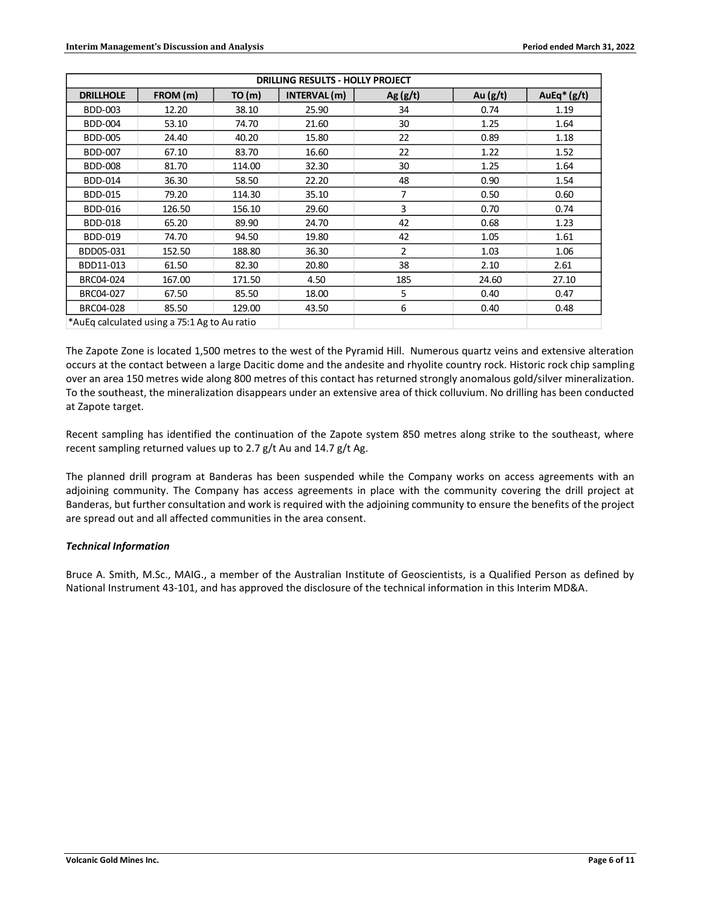| DRILLING RESULTS - HOLLY PROJECT | | | | | | |
|---|---|---|---|---|---|---|
| DRILLHOLE | FROM (m) | TO (m) | INTERVAL (m) | Ag (g/t) | Au (g/t) | AuEq* (g/t) |
| BDD-003 | 12.20 | 38.10 | 25.90 | 34 | 0.74 | 1.19 |
| BDD-004 | 53.10 | 74.70 | 21.60 | 30 | 1.25 | 1.64 |
| BDD-005 | 24.40 | 40.20 | 15.80 | 22 | 0.89 | 1.18 |
| BDD-007 | 67.10 | 83.70 | 16.60 | 22 | 1.22 | 1.52 |
| BDD-008 | 81.70 | 114.00 | 32.30 | 30 | 1.25 | 1.64 |
| BDD-014 | 36.30 | 58.50 | 22.20 | 48 | 0.90 | 1.54 |
| BDD-015 | 79.20 | 114.30 | 35.10 | 7 | 0.50 | 0.60 |
| BDD-016 | 126.50 | 156.10 | 29.60 | 3 | 0.70 | 0.74 |
| BDD-018 | 65.20 | 89.90 | 24.70 | 42 | 0.68 | 1.23 |
| BDD-019 | 74.70 | 94.50 | 19.80 | 42 | 1.05 | 1.61 |
| BDD05-031 | 152.50 | 188.80 | 36.30 | 2 | 1.03 | 1.06 |
| BDD11-013 | 61.50 | 82.30 | 20.80 | 38 | 2.10 | 2.61 |
| BRC04-024 | 167.00 | 171.50 | 4.50 | 185 | 24.60 | 27.10 |
| BRC04-027 | 67.50 | 85.50 | 18.00 | 5 | 0.40 | 0.47 |
| BRC04-028 | 85.50 | 129.00 | 43.50 | 6 | 0.40 | 0.48 |

*AuEq calculated using a 75:1 Ag to Au ratio

The Zapote Zone is located 1,500 metres to the west of the Pyramid Hill. Numerous quartz veins and extensive alteration occurs at the contact between a large Dacitic dome and the andesite and rhyolite country rock. Historic rock chip sampling over an area 150 metres wide along 800 metres of this contact has returned strongly anomalous gold/silver mineralization. To the southeast, the mineralization disappears under an extensive area of thick colluvium. No drilling has been conducted at Zapote target.

Recent sampling has identified the continuation of the Zapote system 850 metres along strike to the southeast, where recent sampling returned values up to 2.7 g/t Au and 14.7 g/t Ag.

The planned drill program at Banderas has been suspended while the Company works on access agreements with an adjoining community. The Company has access agreements in place with the community covering the drill project at Banderas, but further consultation and work is required with the adjoining community to ensure the benefits of the project are spread out and all affected communities in the area consent.

***Technical Information***

Bruce A. Smith, M.Sc., MAIG., a member of the Australian Institute of Geoscientists, is a Qualified Person as defined by National Instrument 43-101, and has approved the disclosure of the technical information in this Interim MD&A.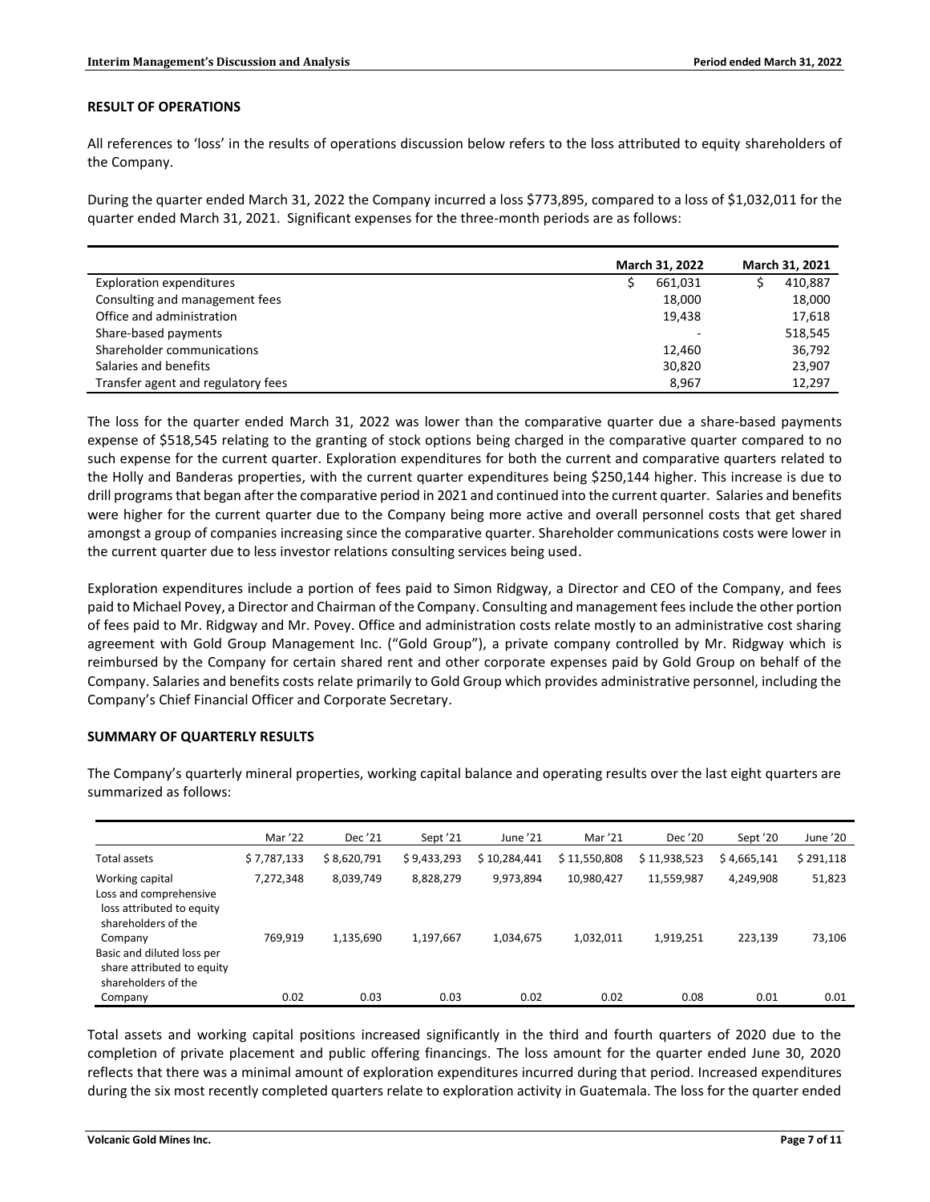## RESULT OF OPERATIONS

All references to 'loss' in the results of operations discussion below refers to the loss attributed to equity shareholders of the Company.

During the quarter ended March 31, 2022 the Company incurred a loss $773,895, compared to a loss of $1,032,011 for the quarter ended March 31, 2021. Significant expenses for the three-month periods are as follows:

| | March 31, 2022 | March 31, 2021 |
|---|---|---|
| Exploration expenditures | $ 661,031 | $ 410,887 |
| Consulting and management fees | 18,000 | 18,000 |
| Office and administration | 19,438 | 17,618 |
| Share-based payments | - | 518,545 |
| Shareholder communications | 12,460 | 36,792 |
| Salaries and benefits | 30,820 | 23,907 |
| Transfer agent and regulatory fees | 8,967 | 12,297 |

The loss for the quarter ended March 31, 2022 was lower than the comparative quarter due a share-based payments expense of $518,545 relating to the granting of stock options being charged in the comparative quarter compared to no such expense for the current quarter. Exploration expenditures for both the current and comparative quarters related to the Holly and Banderas properties, with the current quarter expenditures being $250,144 higher. This increase is due to drill programs that began after the comparative period in 2021 and continued into the current quarter. Salaries and benefits were higher for the current quarter due to the Company being more active and overall personnel costs that get shared amongst a group of companies increasing since the comparative quarter. Shareholder communications costs were lower in the current quarter due to less investor relations consulting services being used.

Exploration expenditures include a portion of fees paid to Simon Ridgway, a Director and CEO of the Company, and fees paid to Michael Povey, a Director and Chairman of the Company. Consulting and management fees include the other portion of fees paid to Mr. Ridgway and Mr. Povey. Office and administration costs relate mostly to an administrative cost sharing agreement with Gold Group Management Inc. ("Gold Group"), a private company controlled by Mr. Ridgway which is reimbursed by the Company for certain shared rent and other corporate expenses paid by Gold Group on behalf of the Company. Salaries and benefits costs relate primarily to Gold Group which provides administrative personnel, including the Company's Chief Financial Officer and Corporate Secretary.

## SUMMARY OF QUARTERLY RESULTS

The Company's quarterly mineral properties, working capital balance and operating results over the last eight quarters are summarized as follows:

| | Mar '22 | Dec '21 | Sept '21 | June '21 | Mar '21 | Dec '20 | Sept '20 | June '20 |
|---|---|---|---|---|---|---|---|---|
| Total assets | $ 7,787,133 | $ 8,620,791 | $ 9,433,293 | $ 10,284,441 | $ 11,550,808 | $ 11,938,523 | $ 4,665,141 | $ 291,118 |
| Working capital | 7,272,348 | 8,039,749 | 8,828,279 | 9,973,894 | 10,980,427 | 11,559,987 | 4,249,908 | 51,823 |
| Loss and comprehensive loss attributed to equity shareholders of the Company | 769,919 | 1,135,690 | 1,197,667 | 1,034,675 | 1,032,011 | 1,919,251 | 223,139 | 73,106 |
| Basic and diluted loss per share attributed to equity shareholders of the Company | 0.02 | 0.03 | 0.03 | 0.02 | 0.02 | 0.08 | 0.01 | 0.01 |

Total assets and working capital positions increased significantly in the third and fourth quarters of 2020 due to the completion of private placement and public offering financings. The loss amount for the quarter ended June 30, 2020 reflects that there was a minimal amount of exploration expenditures incurred during that period. Increased expenditures during the six most recently completed quarters relate to exploration activity in Guatemala. The loss for the quarter ended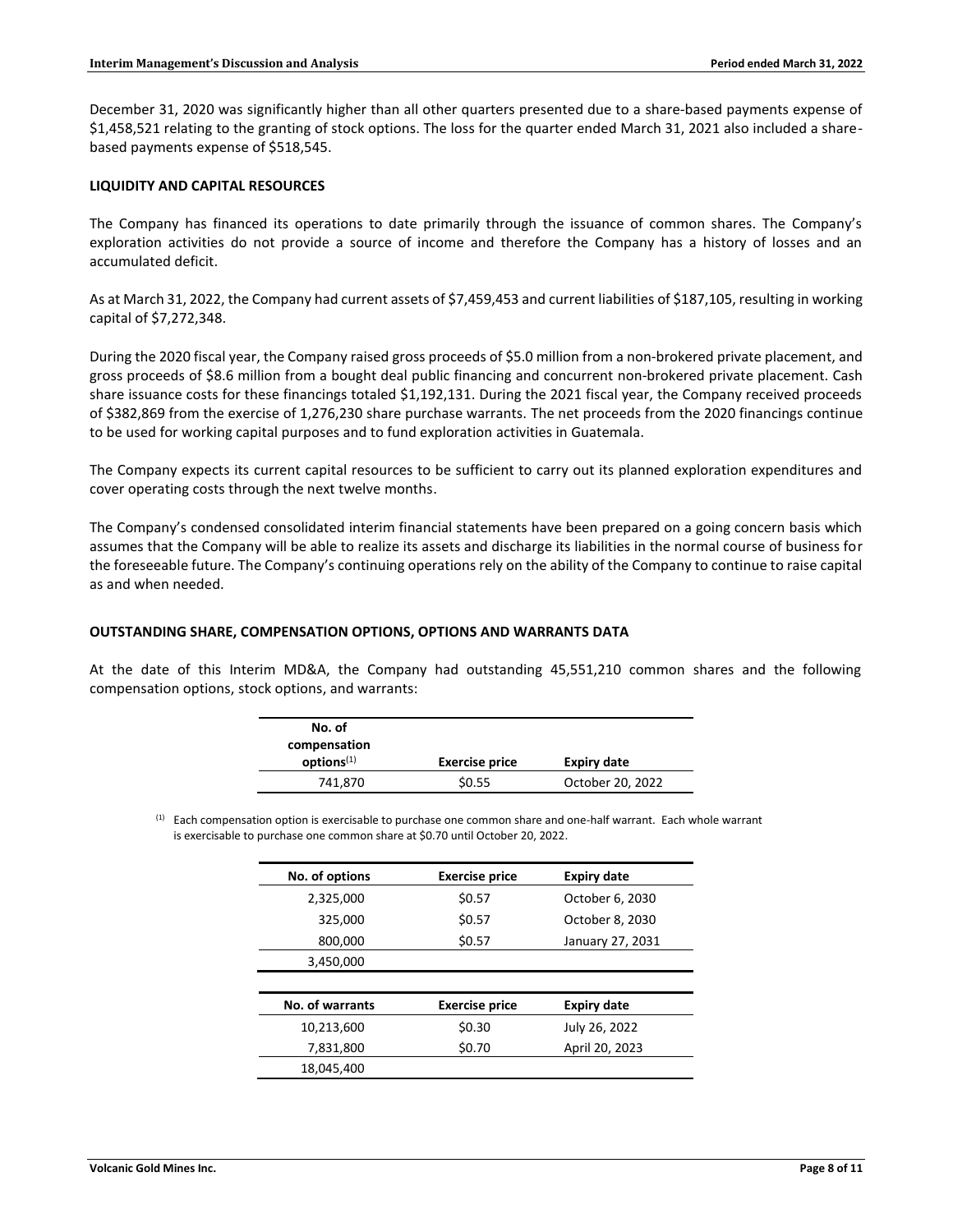December 31, 2020 was significantly higher than all other quarters presented due to a share-based payments expense of $1,458,521 relating to the granting of stock options. The loss for the quarter ended March 31, 2021 also included a share-based payments expense of $518,545.

## LIQUIDITY AND CAPITAL RESOURCES

The Company has financed its operations to date primarily through the issuance of common shares. The Company's exploration activities do not provide a source of income and therefore the Company has a history of losses and an accumulated deficit.

As at March 31, 2022, the Company had current assets of $7,459,453 and current liabilities of $187,105, resulting in working capital of $7,272,348.

During the 2020 fiscal year, the Company raised gross proceeds of $5.0 million from a non-brokered private placement, and gross proceeds of $8.6 million from a bought deal public financing and concurrent non-brokered private placement. Cash share issuance costs for these financings totaled $1,192,131. During the 2021 fiscal year, the Company received proceeds of $382,869 from the exercise of 1,276,230 share purchase warrants. The net proceeds from the 2020 financings continue to be used for working capital purposes and to fund exploration activities in Guatemala.

The Company expects its current capital resources to be sufficient to carry out its planned exploration expenditures and cover operating costs through the next twelve months.

The Company's condensed consolidated interim financial statements have been prepared on a going concern basis which assumes that the Company will be able to realize its assets and discharge its liabilities in the normal course of business for the foreseeable future. The Company's continuing operations rely on the ability of the Company to continue to raise capital as and when needed.

## OUTSTANDING SHARE, COMPENSATION OPTIONS, OPTIONS AND WARRANTS DATA

At the date of this Interim MD&A, the Company had outstanding 45,551,210 common shares and the following compensation options, stock options, and warrants:

| No. of compensation options[1] | Exercise price | Expiry date |
|---|---|---|
| 741,870 | $0.55 | October 20, 2022 |

[1] Each compensation option is exercisable to purchase one common share and one-half warrant. Each whole warrant is exercisable to purchase one common share at $0.70 until October 20, 2022.

| No. of options | Exercise price | Expiry date |
|---|---|---|
| 2,325,000 | $0.57 | October 6, 2030 |
| 325,000 | $0.57 | October 8, 2030 |
| 800,000 | $0.57 | January 27, 2031 |
| 3,450,000 | | |

| No. of warrants | Exercise price | Expiry date |
|---|---|---|
| 10,213,600 | $0.30 | July 26, 2022 |
| 7,831,800 | $0.70 | April 20, 2023 |
| 18,045,400 | | |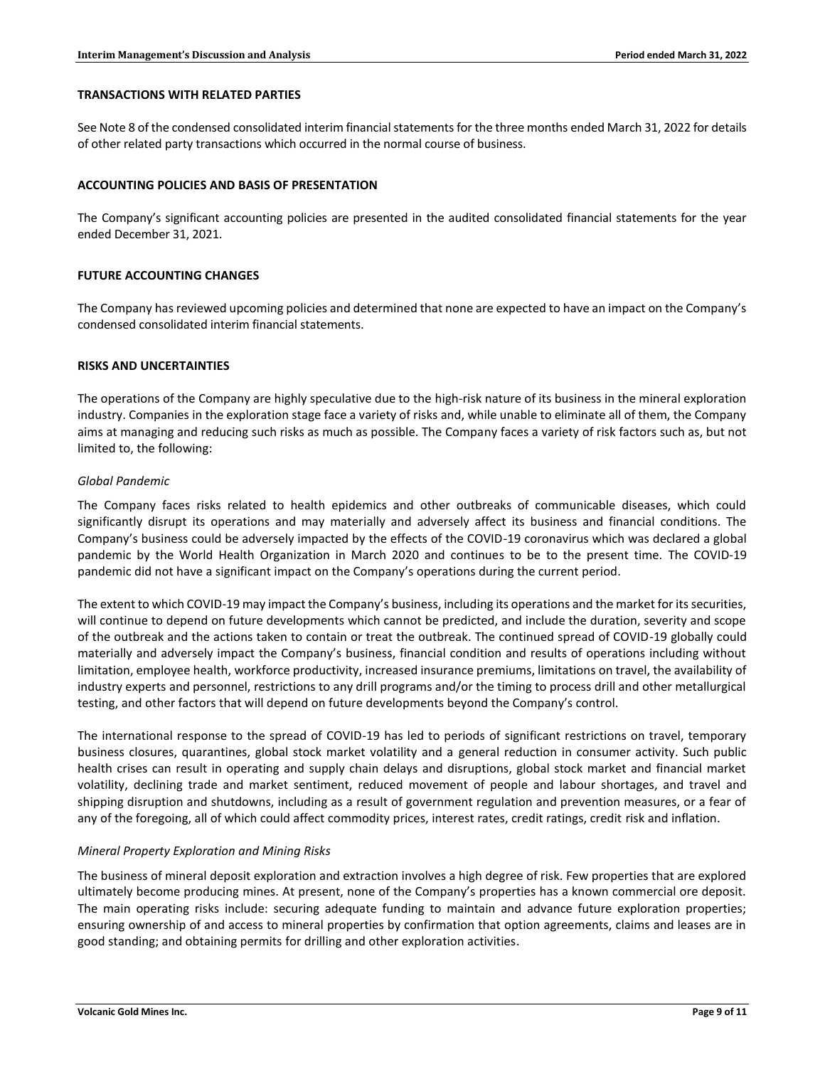## TRANSACTIONS WITH RELATED PARTIES

See Note 8 of the condensed consolidated interim financial statements for the three months ended March 31, 2022 for details of other related party transactions which occurred in the normal course of business.

## ACCOUNTING POLICIES AND BASIS OF PRESENTATION

The Company's significant accounting policies are presented in the audited consolidated financial statements for the year ended December 31, 2021.

## FUTURE ACCOUNTING CHANGES

The Company has reviewed upcoming policies and determined that none are expected to have an impact on the Company's condensed consolidated interim financial statements.

## RISKS AND UNCERTAINTIES

The operations of the Company are highly speculative due to the high-risk nature of its business in the mineral exploration industry. Companies in the exploration stage face a variety of risks and, while unable to eliminate all of them, the Company aims at managing and reducing such risks as much as possible. The Company faces a variety of risk factors such as, but not limited to, the following:

*Global Pandemic*

The Company faces risks related to health epidemics and other outbreaks of communicable diseases, which could significantly disrupt its operations and may materially and adversely affect its business and financial conditions. The Company's business could be adversely impacted by the effects of the COVID-19 coronavirus which was declared a global pandemic by the World Health Organization in March 2020 and continues to be to the present time. The COVID-19 pandemic did not have a significant impact on the Company's operations during the current period.

The extent to which COVID-19 may impact the Company's business, including its operations and the market for its securities, will continue to depend on future developments which cannot be predicted, and include the duration, severity and scope of the outbreak and the actions taken to contain or treat the outbreak. The continued spread of COVID-19 globally could materially and adversely impact the Company's business, financial condition and results of operations including without limitation, employee health, workforce productivity, increased insurance premiums, limitations on travel, the availability of industry experts and personnel, restrictions to any drill programs and/or the timing to process drill and other metallurgical testing, and other factors that will depend on future developments beyond the Company's control.

The international response to the spread of COVID-19 has led to periods of significant restrictions on travel, temporary business closures, quarantines, global stock market volatility and a general reduction in consumer activity. Such public health crises can result in operating and supply chain delays and disruptions, global stock market and financial market volatility, declining trade and market sentiment, reduced movement of people and labour shortages, and travel and shipping disruption and shutdowns, including as a result of government regulation and prevention measures, or a fear of any of the foregoing, all of which could affect commodity prices, interest rates, credit ratings, credit risk and inflation.

*Mineral Property Exploration and Mining Risks*

The business of mineral deposit exploration and extraction involves a high degree of risk. Few properties that are explored ultimately become producing mines. At present, none of the Company's properties has a known commercial ore deposit. The main operating risks include: securing adequate funding to maintain and advance future exploration properties; ensuring ownership of and access to mineral properties by confirmation that option agreements, claims and leases are in good standing; and obtaining permits for drilling and other exploration activities.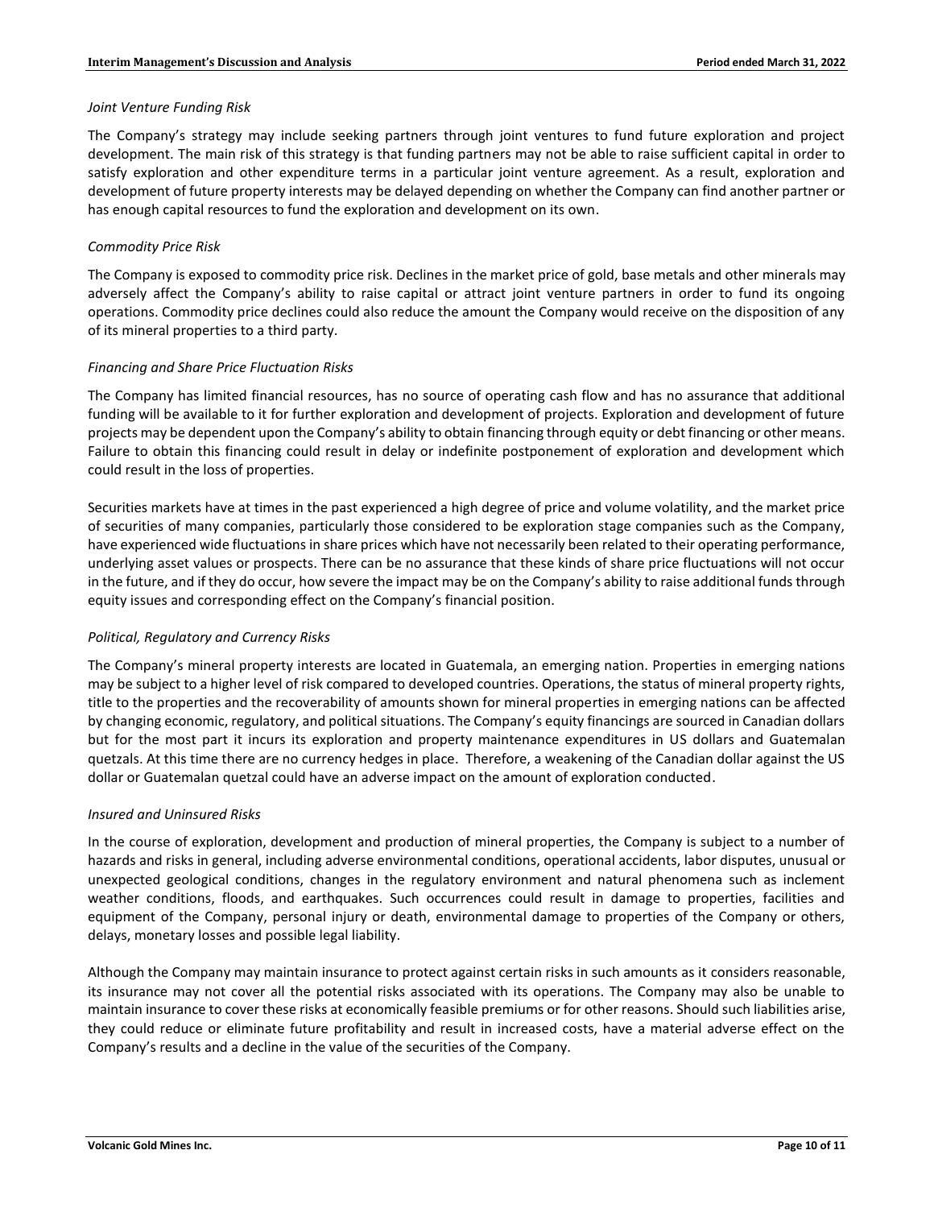*Joint Venture Funding Risk*

The Company's strategy may include seeking partners through joint ventures to fund future exploration and project development. The main risk of this strategy is that funding partners may not be able to raise sufficient capital in order to satisfy exploration and other expenditure terms in a particular joint venture agreement. As a result, exploration and development of future property interests may be delayed depending on whether the Company can find another partner or has enough capital resources to fund the exploration and development on its own.

*Commodity Price Risk*

The Company is exposed to commodity price risk. Declines in the market price of gold, base metals and other minerals may adversely affect the Company's ability to raise capital or attract joint venture partners in order to fund its ongoing operations. Commodity price declines could also reduce the amount the Company would receive on the disposition of any of its mineral properties to a third party.

*Financing and Share Price Fluctuation Risks*

The Company has limited financial resources, has no source of operating cash flow and has no assurance that additional funding will be available to it for further exploration and development of projects. Exploration and development of future projects may be dependent upon the Company's ability to obtain financing through equity or debt financing or other means. Failure to obtain this financing could result in delay or indefinite postponement of exploration and development which could result in the loss of properties.

Securities markets have at times in the past experienced a high degree of price and volume volatility, and the market price of securities of many companies, particularly those considered to be exploration stage companies such as the Company, have experienced wide fluctuations in share prices which have not necessarily been related to their operating performance, underlying asset values or prospects. There can be no assurance that these kinds of share price fluctuations will not occur in the future, and if they do occur, how severe the impact may be on the Company's ability to raise additional funds through equity issues and corresponding effect on the Company's financial position.

*Political, Regulatory and Currency Risks*

The Company's mineral property interests are located in Guatemala, an emerging nation. Properties in emerging nations may be subject to a higher level of risk compared to developed countries. Operations, the status of mineral property rights, title to the properties and the recoverability of amounts shown for mineral properties in emerging nations can be affected by changing economic, regulatory, and political situations. The Company's equity financings are sourced in Canadian dollars but for the most part it incurs its exploration and property maintenance expenditures in US dollars and Guatemalan quetzals. At this time there are no currency hedges in place. Therefore, a weakening of the Canadian dollar against the US dollar or Guatemalan quetzal could have an adverse impact on the amount of exploration conducted.

*Insured and Uninsured Risks*

In the course of exploration, development and production of mineral properties, the Company is subject to a number of hazards and risks in general, including adverse environmental conditions, operational accidents, labor disputes, unusual or unexpected geological conditions, changes in the regulatory environment and natural phenomena such as inclement weather conditions, floods, and earthquakes. Such occurrences could result in damage to properties, facilities and equipment of the Company, personal injury or death, environmental damage to properties of the Company or others, delays, monetary losses and possible legal liability.

Although the Company may maintain insurance to protect against certain risks in such amounts as it considers reasonable, its insurance may not cover all the potential risks associated with its operations. The Company may also be unable to maintain insurance to cover these risks at economically feasible premiums or for other reasons. Should such liabilities arise, they could reduce or eliminate future profitability and result in increased costs, have a material adverse effect on the Company's results and a decline in the value of the securities of the Company.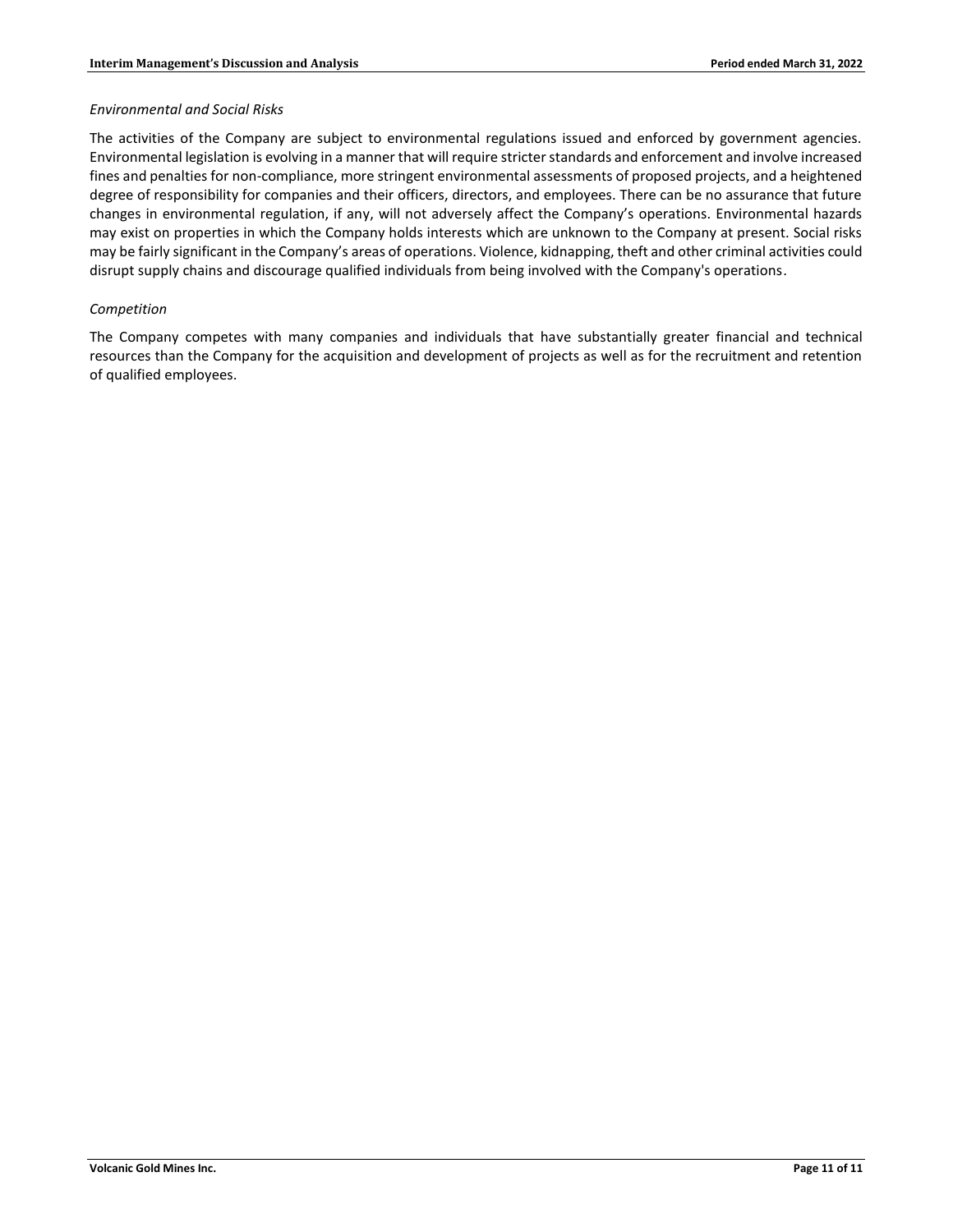*Environmental and Social Risks*

The activities of the Company are subject to environmental regulations issued and enforced by government agencies. Environmental legislation is evolving in a manner that will require stricter standards and enforcement and involve increased fines and penalties for non-compliance, more stringent environmental assessments of proposed projects, and a heightened degree of responsibility for companies and their officers, directors, and employees. There can be no assurance that future changes in environmental regulation, if any, will not adversely affect the Company's operations. Environmental hazards may exist on properties in which the Company holds interests which are unknown to the Company at present. Social risks may be fairly significant in the Company's areas of operations. Violence, kidnapping, theft and other criminal activities could disrupt supply chains and discourage qualified individuals from being involved with the Company's operations.

*Competition*

The Company competes with many companies and individuals that have substantially greater financial and technical resources than the Company for the acquisition and development of projects as well as for the recruitment and retention of qualified employees.